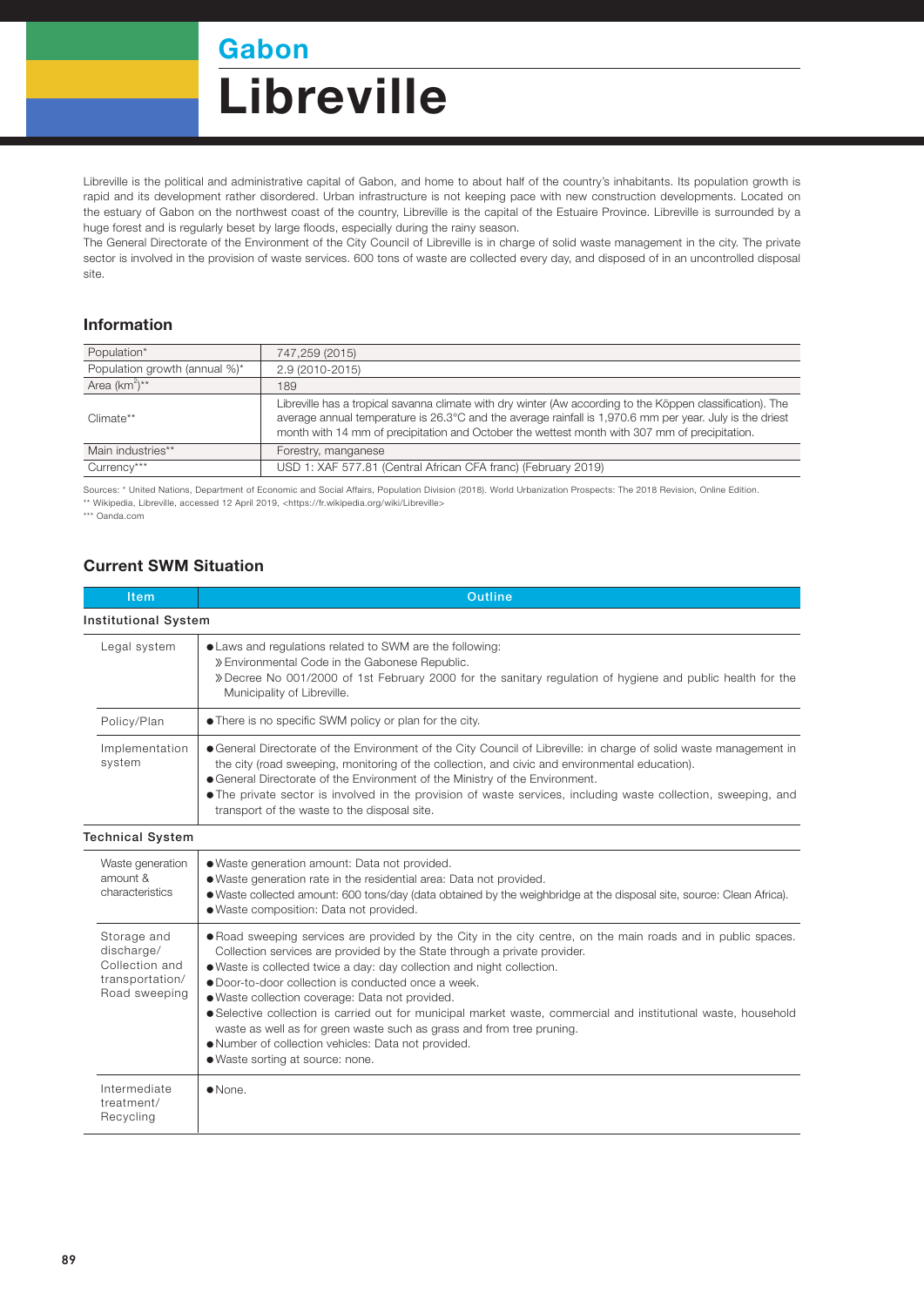## Gabon

# Libreville

Libreville is the political and administrative capital of Gabon, and home to about half of the country's inhabitants. Its population growth is rapid and its development rather disordered. Urban infrastructure is not keeping pace with new construction developments. Located on the estuary of Gabon on the northwest coast of the country, Libreville is the capital of the Estuaire Province. Libreville is surrounded by a huge forest and is regularly beset by large floods, especially during the rainy season.
The General Directorate of the Environment of the City Council of Libreville is in charge of solid waste management in the city. The private sector is involved in the provision of waste services. 600 tons of waste are collected every day, and disposed of in an uncontrolled disposal site.

### Information

| | |
|---|---|
| Population* | 747,259 (2015) |
| Population growth (annual %)* | 2.9 (2010-2015) |
| Area ($km^2$)** | 189 |
| Climate** | Libreville has a tropical savanna climate with dry winter (Aw according to the Köppen classification). The average annual temperature is 26.3°C and the average rainfall is 1,970.6 mm per year. July is the driest month with 14 mm of precipitation and October the wettest month with 307 mm of precipitation. |
| Main industries** | Forestry, manganese |
| Currency*** | USD 1: XAF 577.81 (Central African CFA franc) (February 2019) |

Sources: * United Nations, Department of Economic and Social Affairs, Population Division (2018). World Urbanization Prospects: The 2018 Revision, Online Edition.
** Wikipedia, Libreville, accessed 12 April 2019, <https://fr.wikipedia.org/wiki/Libreville>
*** Oanda.com

### Current SWM Situation

| Item | Outline |
|---|---|
| **Institutional System** | |
| Legal system | ● Laws and regulations related to SWM are the following:<br>› Environmental Code in the Gabonese Republic.<br>› Decree No 001/2000 of 1st February 2000 for the sanitary regulation of hygiene and public health for the Municipality of Libreville. |
| Policy/Plan | ● There is no specific SWM policy or plan for the city. |
| Implementation system | ● General Directorate of the Environment of the City Council of Libreville: in charge of solid waste management in the city (road sweeping, monitoring of the collection, and civic and environmental education).<br>● General Directorate of the Environment of the Ministry of the Environment.<br>● The private sector is involved in the provision of waste services, including waste collection, sweeping, and transport of the waste to the disposal site. |
| **Technical System** | |
| Waste generation amount & characteristics | ● Waste generation amount: Data not provided.<br>● Waste generation rate in the residential area: Data not provided.<br>● Waste collected amount: 600 tons/day (data obtained by the weighbridge at the disposal site, source: Clean Africa).<br>● Waste composition: Data not provided. |
| Storage and discharge/ Collection and transportation/ Road sweeping | ● Road sweeping services are provided by the City in the city centre, on the main roads and in public spaces. Collection services are provided by the State through a private provider.<br>● Waste is collected twice a day: day collection and night collection.<br>● Door-to-door collection is conducted once a week.<br>● Waste collection coverage: Data not provided.<br>● Selective collection is carried out for municipal market waste, commercial and institutional waste, household waste as well as for green waste such as grass and from tree pruning.<br>● Number of collection vehicles: Data not provided.<br>● Waste sorting at source: none. |
| Intermediate treatment/ Recycling | ● None. |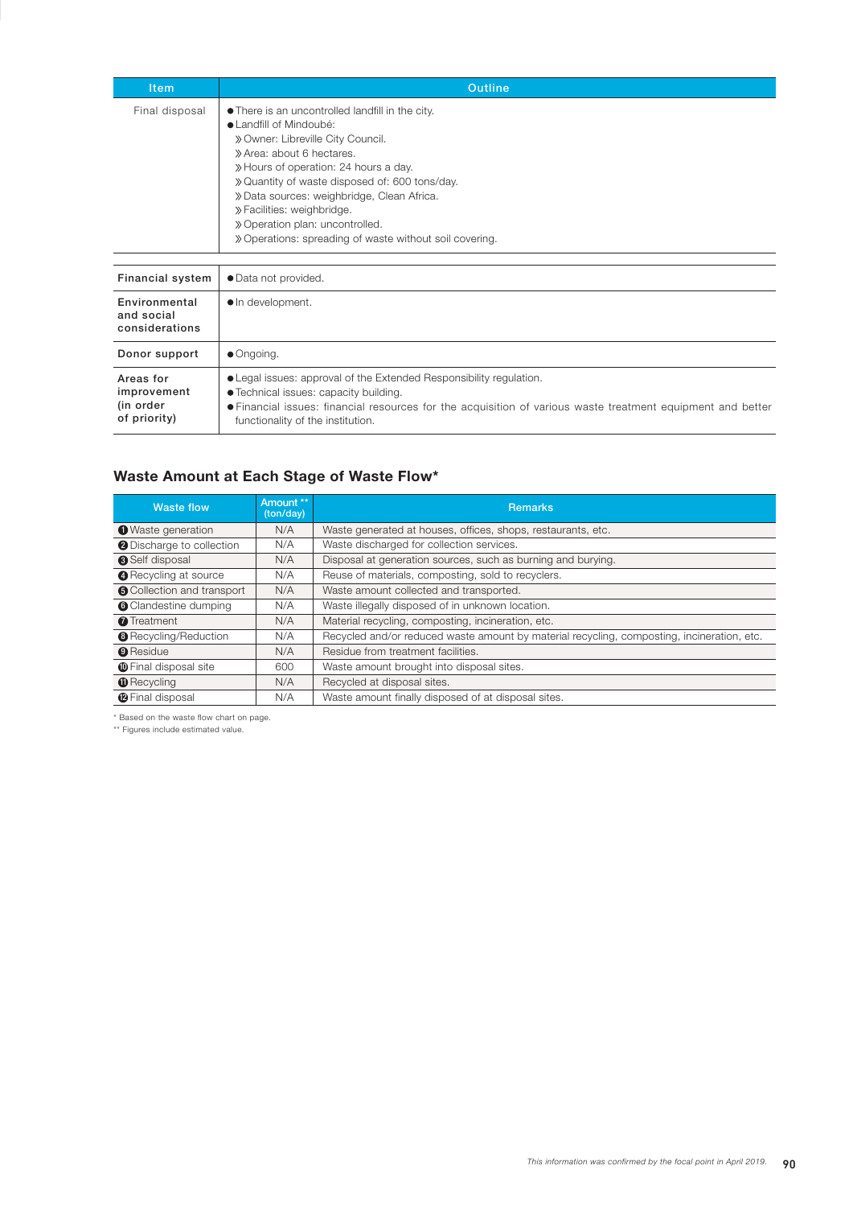| Item | Outline |
|---|---|
| Final disposal | ● There is an uncontrolled landfill in the city.<br>● Landfill of Mindoubé:<br>» Owner: Libreville City Council.<br>» Area: about 6 hectares.<br>» Hours of operation: 24 hours a day.<br>» Quantity of waste disposed of: 600 tons/day.<br>» Data sources: weighbridge, Clean Africa.<br>» Facilities: weighbridge.<br>» Operation plan: uncontrolled.<br>» Operations: spreading of waste without soil covering. |

| | |
|---|---|
| **Financial system** | ● Data not provided. |
| **Environmental and social considerations** | ● In development. |
| **Donor support** | ● Ongoing. |
| **Areas for improvement (in order of priority)** | ● Legal issues: approval of the Extended Responsibility regulation.<br>● Technical issues: capacity building.<br>● Financial issues: financial resources for the acquisition of various waste treatment equipment and better functionality of the institution. |

## Waste Amount at Each Stage of Waste Flow*

| Waste flow | Amount ** (ton/day) | Remarks |
|---|---|---|
| ❶ Waste generation | N/A | Waste generated at houses, offices, shops, restaurants, etc. |
| ❷ Discharge to collection | N/A | Waste discharged for collection services. |
| ❸ Self disposal | N/A | Disposal at generation sources, such as burning and burying. |
| ❹ Recycling at source | N/A | Reuse of materials, composting, sold to recyclers. |
| ❺ Collection and transport | N/A | Waste amount collected and transported. |
| ❻ Clandestine dumping | N/A | Waste illegally disposed of in unknown location. |
| ❼ Treatment | N/A | Material recycling, composting, incineration, etc. |
| ❽ Recycling/Reduction | N/A | Recycled and/or reduced waste amount by material recycling, composting, incineration, etc. |
| ❾ Residue | N/A | Residue from treatment facilities. |
| ❿ Final disposal site | 600 | Waste amount brought into disposal sites. |
| ⓫ Recycling | N/A | Recycled at disposal sites. |
| ⓬ Final disposal | N/A | Waste amount finally disposed of at disposal sites. |

* Based on the waste flow chart on page.
** Figures include estimated value.

*This information was confirmed by the focal point in April 2019.*